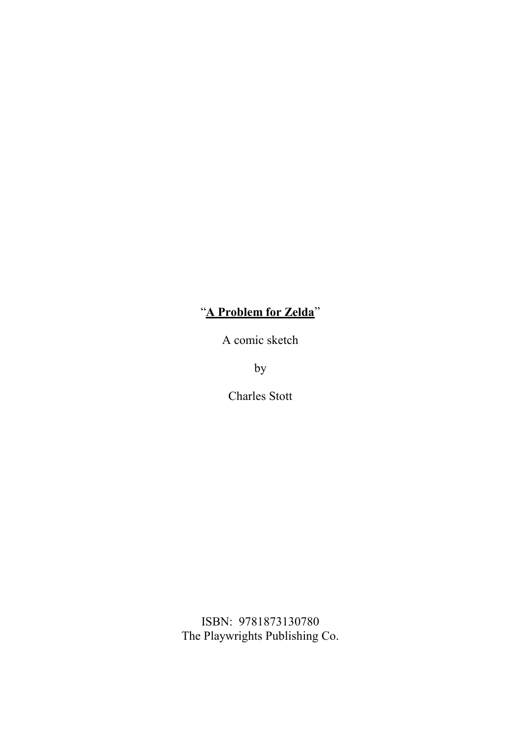# "**A Problem for Zelda**"

A comic sketch

by

Charles Stott

ISBN: 9781873130780
The Playwrights Publishing Co.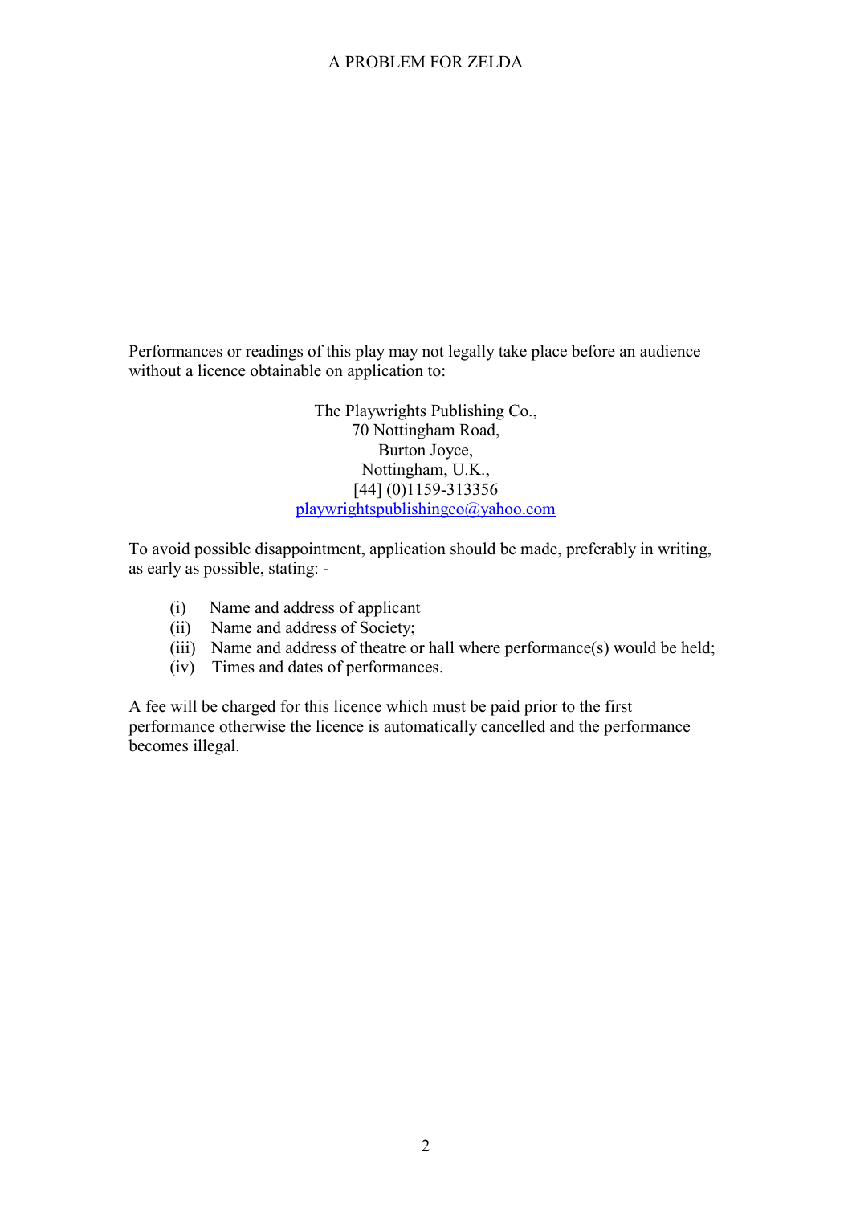Performances or readings of this play may not legally take place before an audience without a licence obtainable on application to:

The Playwrights Publishing Co.,
70 Nottingham Road,
Burton Joyce,
Nottingham, U.K.,
[44] (0)1159-313356
playwrightspublishingco@yahoo.com

To avoid possible disappointment, application should be made, preferably in writing, as early as possible, stating: -

(i) Name and address of applicant
(ii) Name and address of Society;
(iii) Name and address of theatre or hall where performance(s) would be held;
(iv) Times and dates of performances.

A fee will be charged for this licence which must be paid prior to the first performance otherwise the licence is automatically cancelled and the performance becomes illegal.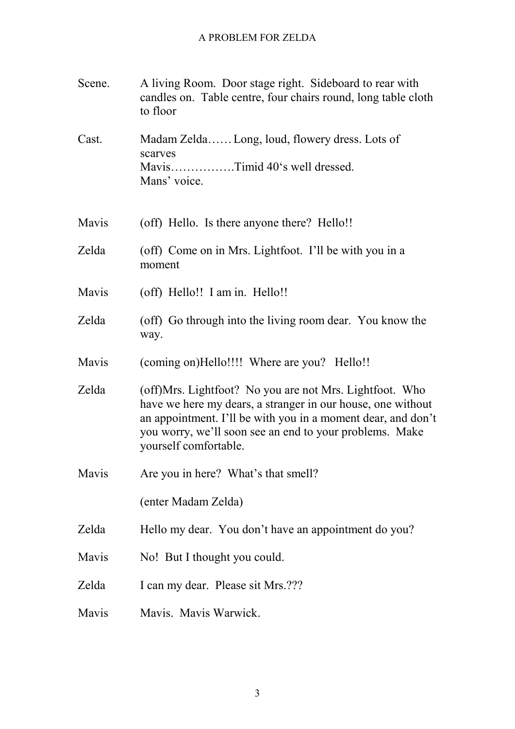Scene. A living Room. Door stage right. Sideboard to rear with candles on. Table centre, four chairs round, long table cloth to floor

Cast. Madam Zelda…… Long, loud, flowery dress. Lots of scarves
Mavis…………….Timid 40's well dressed.
Mans' voice.

Mavis (off) Hello. Is there anyone there? Hello!!

Zelda (off) Come on in Mrs. Lightfoot. I'll be with you in a moment

Mavis (off) Hello!! I am in. Hello!!

Zelda (off) Go through into the living room dear. You know the way.

Mavis (coming on)Hello!!!! Where are you? Hello!!

Zelda (off)Mrs. Lightfoot? No you are not Mrs. Lightfoot. Who have we here my dears, a stranger in our house, one without an appointment. I'll be with you in a moment dear, and don't you worry, we'll soon see an end to your problems. Make yourself comfortable.

Mavis Are you in here? What's that smell?

(enter Madam Zelda)

Zelda Hello my dear. You don't have an appointment do you?

Mavis No! But I thought you could.

Zelda I can my dear. Please sit Mrs.???

Mavis Mavis. Mavis Warwick.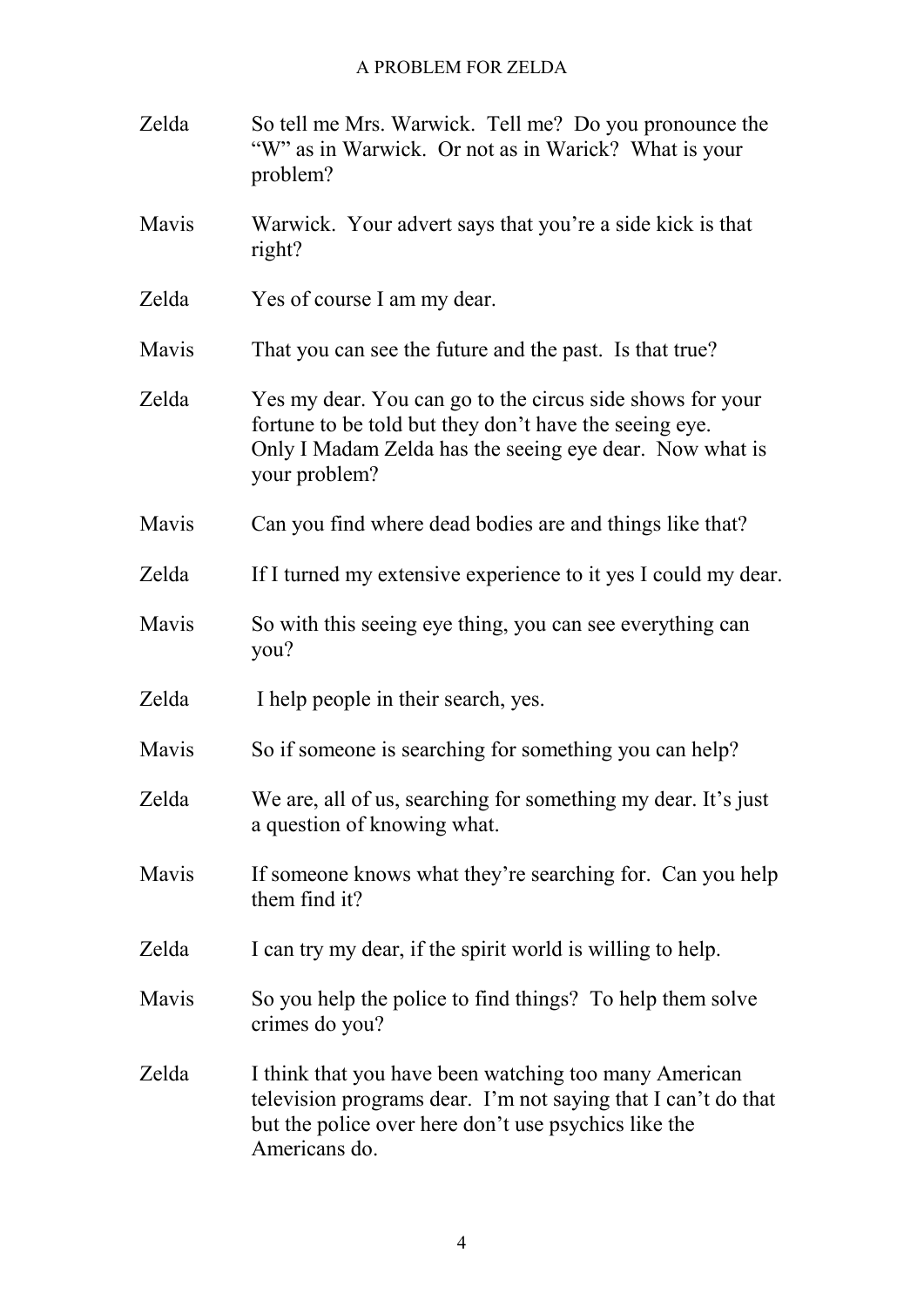Zelda So tell me Mrs. Warwick. Tell me? Do you pronounce the "W" as in Warwick. Or not as in Warick? What is your problem?

Mavis Warwick. Your advert says that you're a side kick is that right?

Zelda Yes of course I am my dear.

Mavis That you can see the future and the past. Is that true?

Zelda Yes my dear. You can go to the circus side shows for your fortune to be told but they don't have the seeing eye. Only I Madam Zelda has the seeing eye dear. Now what is your problem?

Mavis Can you find where dead bodies are and things like that?

Zelda If I turned my extensive experience to it yes I could my dear.

Mavis So with this seeing eye thing, you can see everything can you?

Zelda I help people in their search, yes.

Mavis So if someone is searching for something you can help?

Zelda We are, all of us, searching for something my dear. It's just a question of knowing what.

Mavis If someone knows what they're searching for. Can you help them find it?

Zelda I can try my dear, if the spirit world is willing to help.

Mavis So you help the police to find things? To help them solve crimes do you?

Zelda I think that you have been watching too many American television programs dear. I'm not saying that I can't do that but the police over here don't use psychics like the Americans do.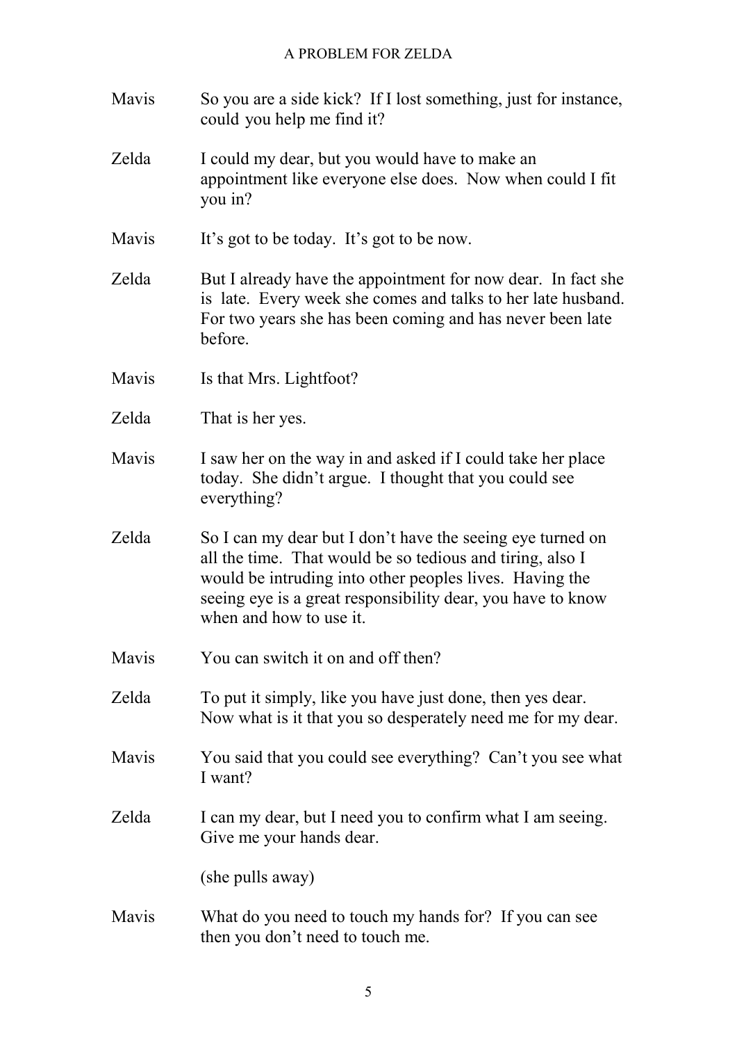Mavis So you are a side kick? If I lost something, just for instance, could you help me find it?

Zelda I could my dear, but you would have to make an appointment like everyone else does. Now when could I fit you in?

Mavis It's got to be today. It's got to be now.

Zelda But I already have the appointment for now dear. In fact she is late. Every week she comes and talks to her late husband. For two years she has been coming and has never been late before.

Mavis Is that Mrs. Lightfoot?

Zelda That is her yes.

Mavis I saw her on the way in and asked if I could take her place today. She didn't argue. I thought that you could see everything?

Zelda So I can my dear but I don't have the seeing eye turned on all the time. That would be so tedious and tiring, also I would be intruding into other peoples lives. Having the seeing eye is a great responsibility dear, you have to know when and how to use it.

Mavis You can switch it on and off then?

Zelda To put it simply, like you have just done, then yes dear. Now what is it that you so desperately need me for my dear.

Mavis You said that you could see everything? Can't you see what I want?

Zelda I can my dear, but I need you to confirm what I am seeing. Give me your hands dear.

(she pulls away)

Mavis What do you need to touch my hands for? If you can see then you don't need to touch me.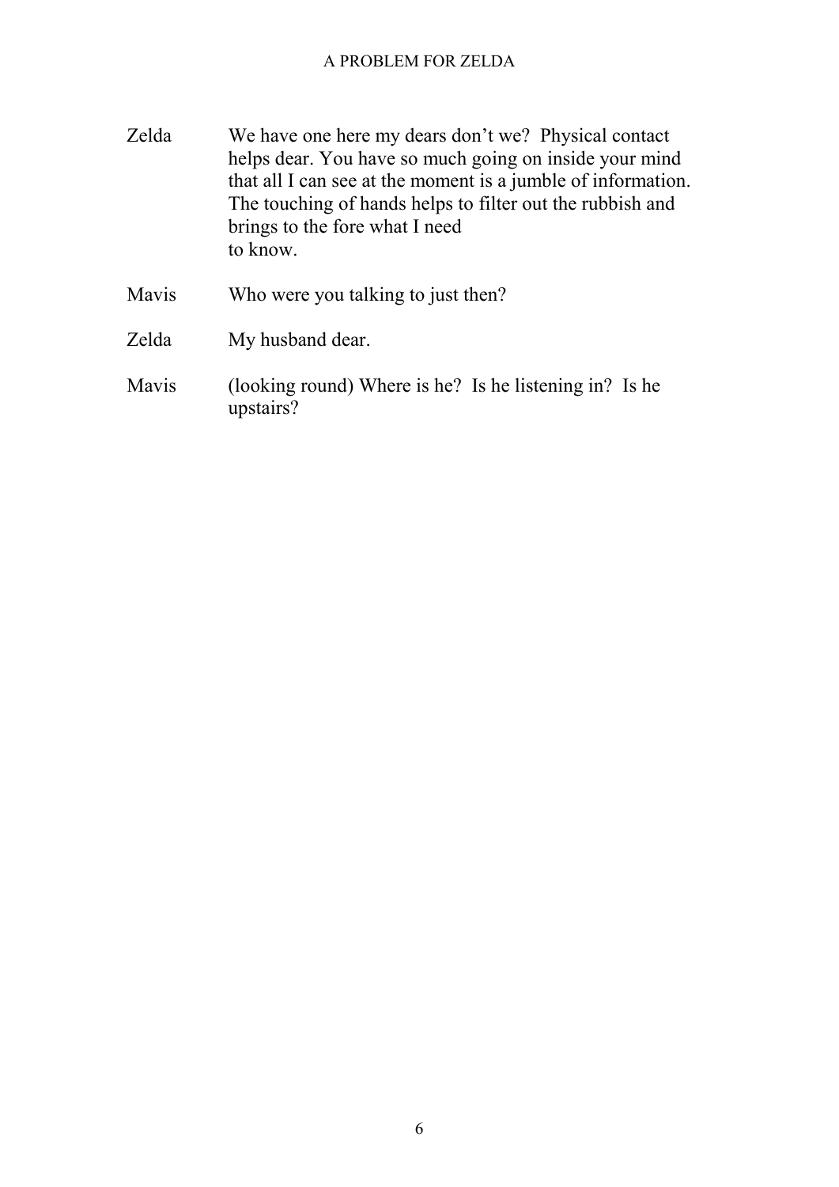Zelda We have one here my dears don't we? Physical contact helps dear. You have so much going on inside your mind that all I can see at the moment is a jumble of information. The touching of hands helps to filter out the rubbish and brings to the fore what I need to know.

Mavis Who were you talking to just then?

Zelda My husband dear.

Mavis (looking round) Where is he? Is he listening in? Is he upstairs?